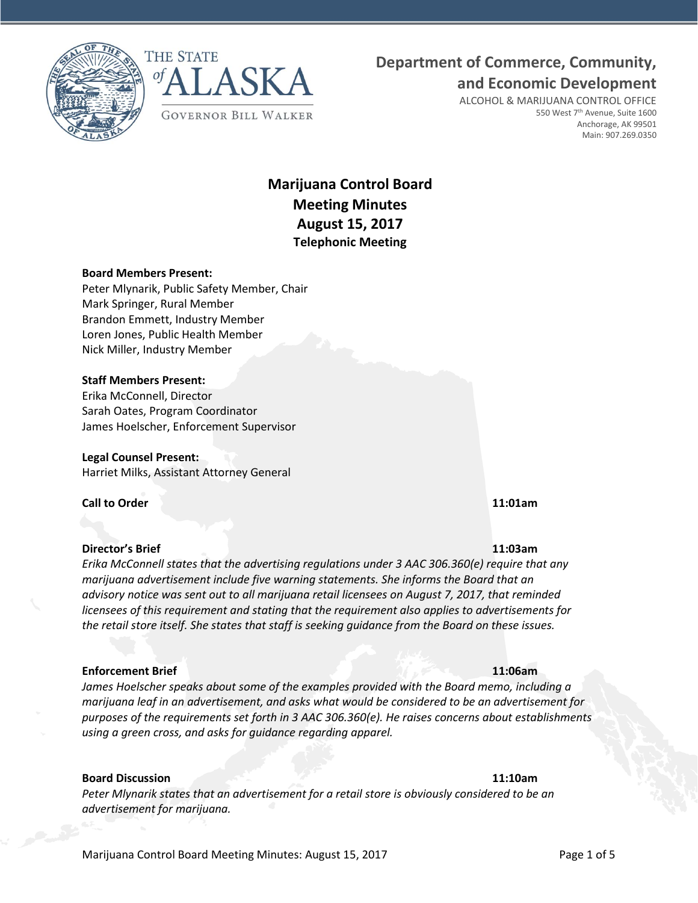THE STATE of ALASKA

GOVERNOR BILL WALKER

**Department of Commerce, Community, and Economic Development**

ALCOHOL & MARIJUANA CONTROL OFFICE
550 West 7th Avenue, Suite 1600
Anchorage, AK 99501
Main: 907.269.0350

# Marijuana Control Board Meeting Minutes August 15, 2017

**Telephonic Meeting**

**Board Members Present:**
Peter Mlynarik, Public Safety Member, Chair
Mark Springer, Rural Member
Brandon Emmett, Industry Member
Loren Jones, Public Health Member
Nick Miller, Industry Member

**Staff Members Present:**
Erika McConnell, Director
Sarah Oates, Program Coordinator
James Hoelscher, Enforcement Supervisor

**Legal Counsel Present:**
Harriet Milks, Assistant Attorney General

**Call to Order** **11:01am**

**Director's Brief** **11:03am**

*Erika McConnell states that the advertising regulations under 3 AAC 306.360(e) require that any marijuana advertisement include five warning statements. She informs the Board that an advisory notice was sent out to all marijuana retail licensees on August 7, 2017, that reminded licensees of this requirement and stating that the requirement also applies to advertisements for the retail store itself. She states that staff is seeking guidance from the Board on these issues.*

**Enforcement Brief** **11:06am**

*James Hoelscher speaks about some of the examples provided with the Board memo, including a marijuana leaf in an advertisement, and asks what would be considered to be an advertisement for purposes of the requirements set forth in 3 AAC 306.360(e). He raises concerns about establishments using a green cross, and asks for guidance regarding apparel.*

**Board Discussion** **11:10am**

*Peter Mlynarik states that an advertisement for a retail store is obviously considered to be an advertisement for marijuana.*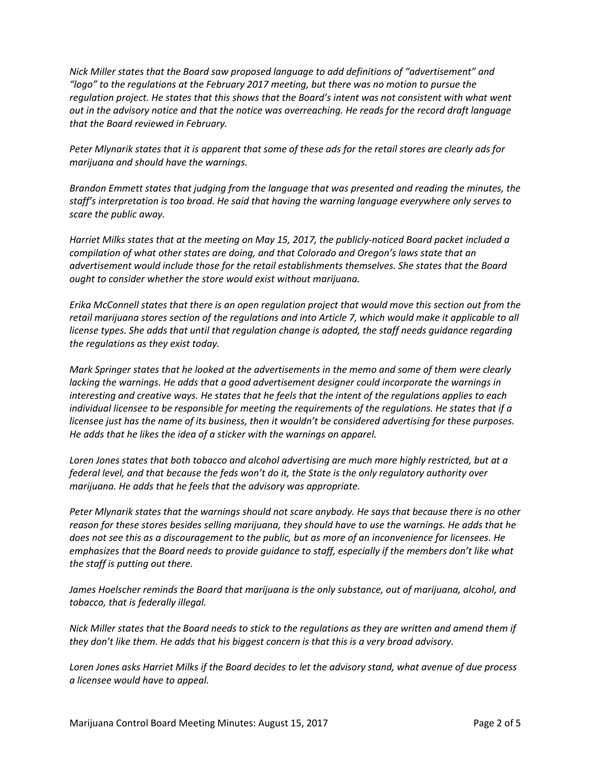*Nick Miller states that the Board saw proposed language to add definitions of "advertisement" and "logo" to the regulations at the February 2017 meeting, but there was no motion to pursue the regulation project. He states that this shows that the Board's intent was not consistent with what went out in the advisory notice and that the notice was overreaching. He reads for the record draft language that the Board reviewed in February.*

*Peter Mlynarik states that it is apparent that some of these ads for the retail stores are clearly ads for marijuana and should have the warnings.*

*Brandon Emmett states that judging from the language that was presented and reading the minutes, the staff's interpretation is too broad. He said that having the warning language everywhere only serves to scare the public away.*

*Harriet Milks states that at the meeting on May 15, 2017, the publicly-noticed Board packet included a compilation of what other states are doing, and that Colorado and Oregon's laws state that an advertisement would include those for the retail establishments themselves. She states that the Board ought to consider whether the store would exist without marijuana.*

*Erika McConnell states that there is an open regulation project that would move this section out from the retail marijuana stores section of the regulations and into Article 7, which would make it applicable to all license types. She adds that until that regulation change is adopted, the staff needs guidance regarding the regulations as they exist today.*

*Mark Springer states that he looked at the advertisements in the memo and some of them were clearly lacking the warnings. He adds that a good advertisement designer could incorporate the warnings in interesting and creative ways. He states that he feels that the intent of the regulations applies to each individual licensee to be responsible for meeting the requirements of the regulations. He states that if a licensee just has the name of its business, then it wouldn't be considered advertising for these purposes. He adds that he likes the idea of a sticker with the warnings on apparel.*

*Loren Jones states that both tobacco and alcohol advertising are much more highly restricted, but at a federal level, and that because the feds won't do it, the State is the only regulatory authority over marijuana. He adds that he feels that the advisory was appropriate.*

*Peter Mlynarik states that the warnings should not scare anybody. He says that because there is no other reason for these stores besides selling marijuana, they should have to use the warnings. He adds that he does not see this as a discouragement to the public, but as more of an inconvenience for licensees. He emphasizes that the Board needs to provide guidance to staff, especially if the members don't like what the staff is putting out there.*

*James Hoelscher reminds the Board that marijuana is the only substance, out of marijuana, alcohol, and tobacco, that is federally illegal.*

*Nick Miller states that the Board needs to stick to the regulations as they are written and amend them if they don't like them. He adds that his biggest concern is that this is a very broad advisory.*

*Loren Jones asks Harriet Milks if the Board decides to let the advisory stand, what avenue of due process a licensee would have to appeal.*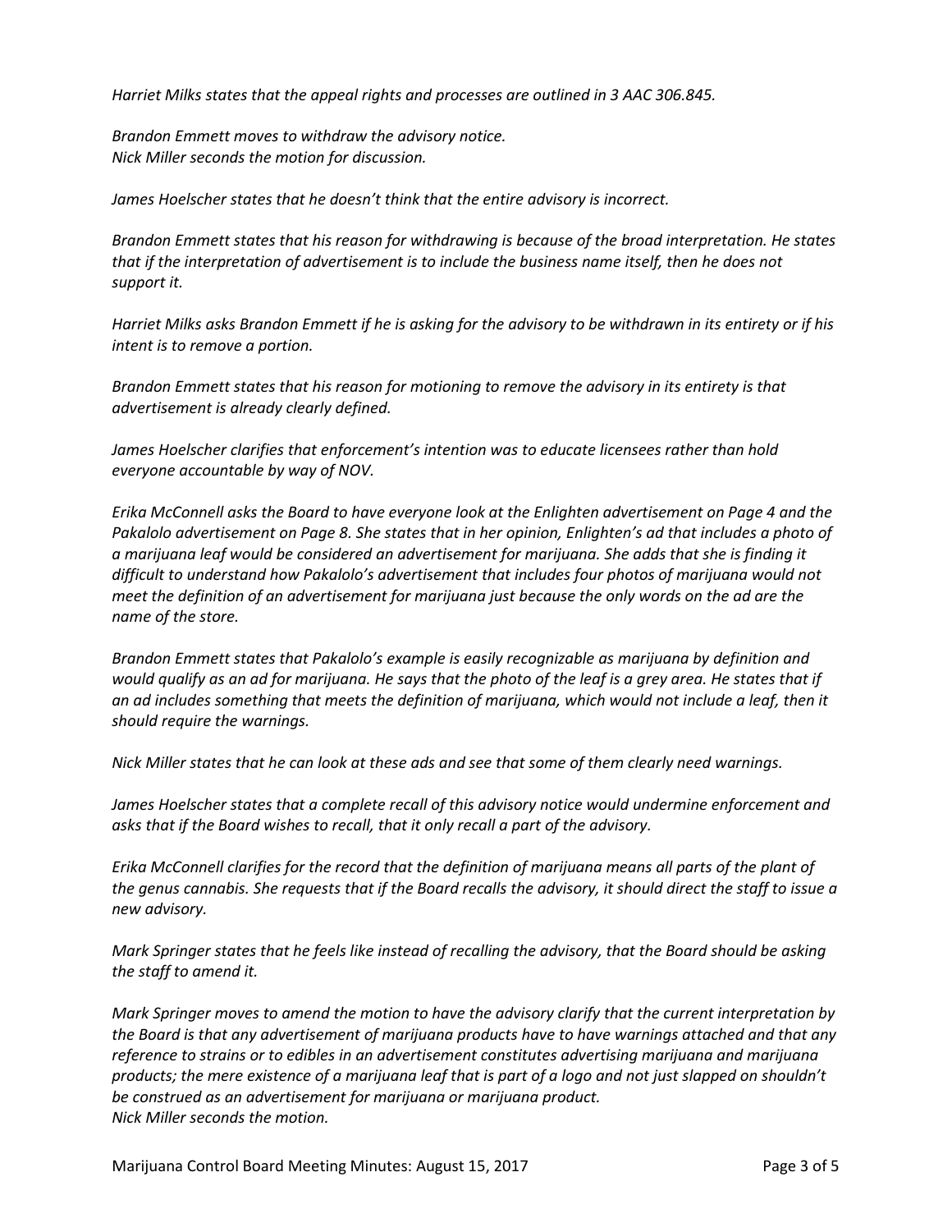*Harriet Milks states that the appeal rights and processes are outlined in 3 AAC 306.845.*

*Brandon Emmett moves to withdraw the advisory notice.*
*Nick Miller seconds the motion for discussion.*

*James Hoelscher states that he doesn't think that the entire advisory is incorrect.*

*Brandon Emmett states that his reason for withdrawing is because of the broad interpretation. He states that if the interpretation of advertisement is to include the business name itself, then he does not support it.*

*Harriet Milks asks Brandon Emmett if he is asking for the advisory to be withdrawn in its entirety or if his intent is to remove a portion.*

*Brandon Emmett states that his reason for motioning to remove the advisory in its entirety is that advertisement is already clearly defined.*

*James Hoelscher clarifies that enforcement's intention was to educate licensees rather than hold everyone accountable by way of NOV.*

*Erika McConnell asks the Board to have everyone look at the Enlighten advertisement on Page 4 and the Pakalolo advertisement on Page 8. She states that in her opinion, Enlighten's ad that includes a photo of a marijuana leaf would be considered an advertisement for marijuana. She adds that she is finding it difficult to understand how Pakalolo's advertisement that includes four photos of marijuana would not meet the definition of an advertisement for marijuana just because the only words on the ad are the name of the store.*

*Brandon Emmett states that Pakalolo's example is easily recognizable as marijuana by definition and would qualify as an ad for marijuana. He says that the photo of the leaf is a grey area. He states that if an ad includes something that meets the definition of marijuana, which would not include a leaf, then it should require the warnings.*

*Nick Miller states that he can look at these ads and see that some of them clearly need warnings.*

*James Hoelscher states that a complete recall of this advisory notice would undermine enforcement and asks that if the Board wishes to recall, that it only recall a part of the advisory.*

*Erika McConnell clarifies for the record that the definition of marijuana means all parts of the plant of the genus cannabis. She requests that if the Board recalls the advisory, it should direct the staff to issue a new advisory.*

*Mark Springer states that he feels like instead of recalling the advisory, that the Board should be asking the staff to amend it.*

*Mark Springer moves to amend the motion to have the advisory clarify that the current interpretation by the Board is that any advertisement of marijuana products have to have warnings attached and that any reference to strains or to edibles in an advertisement constitutes advertising marijuana and marijuana products; the mere existence of a marijuana leaf that is part of a logo and not just slapped on shouldn't be construed as an advertisement for marijuana or marijuana product.*
*Nick Miller seconds the motion.*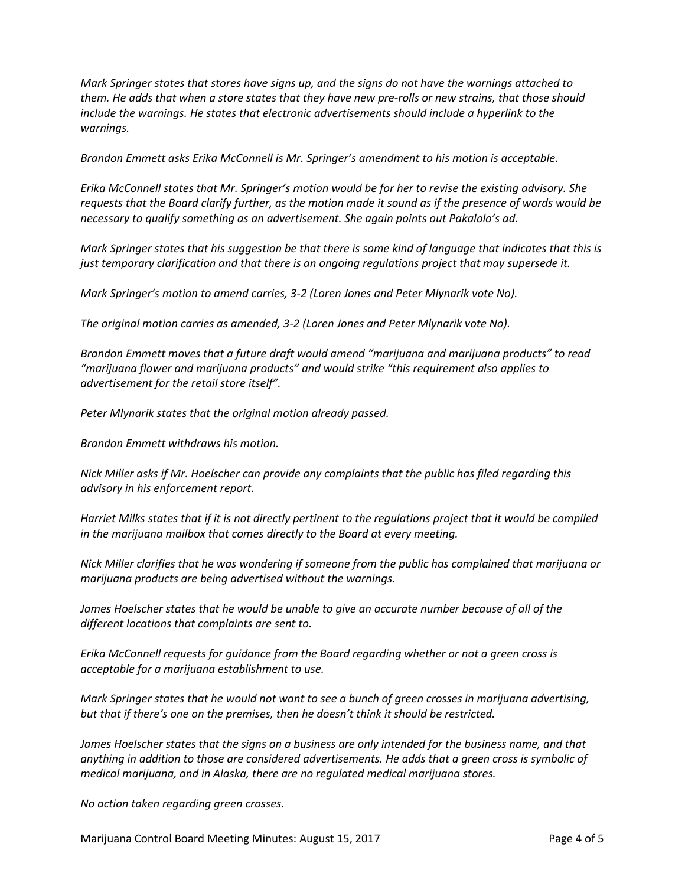*Mark Springer states that stores have signs up, and the signs do not have the warnings attached to them. He adds that when a store states that they have new pre-rolls or new strains, that those should include the warnings. He states that electronic advertisements should include a hyperlink to the warnings.*

*Brandon Emmett asks Erika McConnell is Mr. Springer's amendment to his motion is acceptable.*

*Erika McConnell states that Mr. Springer's motion would be for her to revise the existing advisory. She requests that the Board clarify further, as the motion made it sound as if the presence of words would be necessary to qualify something as an advertisement. She again points out Pakalolo's ad.*

*Mark Springer states that his suggestion be that there is some kind of language that indicates that this is just temporary clarification and that there is an ongoing regulations project that may supersede it.*

*Mark Springer's motion to amend carries, 3-2 (Loren Jones and Peter Mlynarik vote No).*

*The original motion carries as amended, 3-2 (Loren Jones and Peter Mlynarik vote No).*

*Brandon Emmett moves that a future draft would amend "marijuana and marijuana products" to read "marijuana flower and marijuana products" and would strike "this requirement also applies to advertisement for the retail store itself".*

*Peter Mlynarik states that the original motion already passed.*

*Brandon Emmett withdraws his motion.*

*Nick Miller asks if Mr. Hoelscher can provide any complaints that the public has filed regarding this advisory in his enforcement report.*

*Harriet Milks states that if it is not directly pertinent to the regulations project that it would be compiled in the marijuana mailbox that comes directly to the Board at every meeting.*

*Nick Miller clarifies that he was wondering if someone from the public has complained that marijuana or marijuana products are being advertised without the warnings.*

*James Hoelscher states that he would be unable to give an accurate number because of all of the different locations that complaints are sent to.*

*Erika McConnell requests for guidance from the Board regarding whether or not a green cross is acceptable for a marijuana establishment to use.*

*Mark Springer states that he would not want to see a bunch of green crosses in marijuana advertising, but that if there's one on the premises, then he doesn't think it should be restricted.*

*James Hoelscher states that the signs on a business are only intended for the business name, and that anything in addition to those are considered advertisements. He adds that a green cross is symbolic of medical marijuana, and in Alaska, there are no regulated medical marijuana stores.*

*No action taken regarding green crosses.*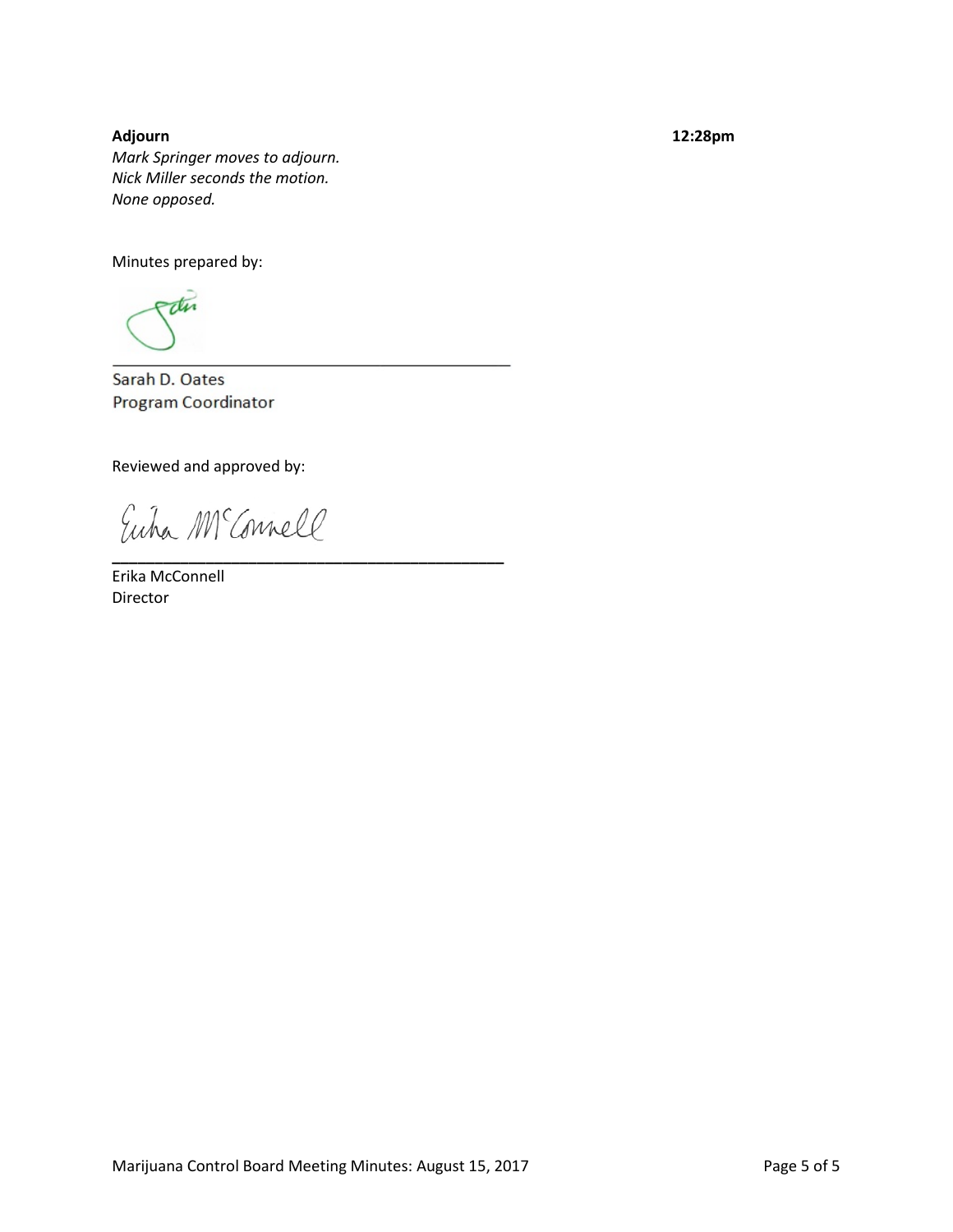**Adjourn** **12:28pm**

*Mark Springer moves to adjourn.*
*Nick Miller seconds the motion.*
*None opposed.*

Minutes prepared by:

Sarah D. Oates
Program Coordinator

Reviewed and approved by:

Erika McConnell
Director